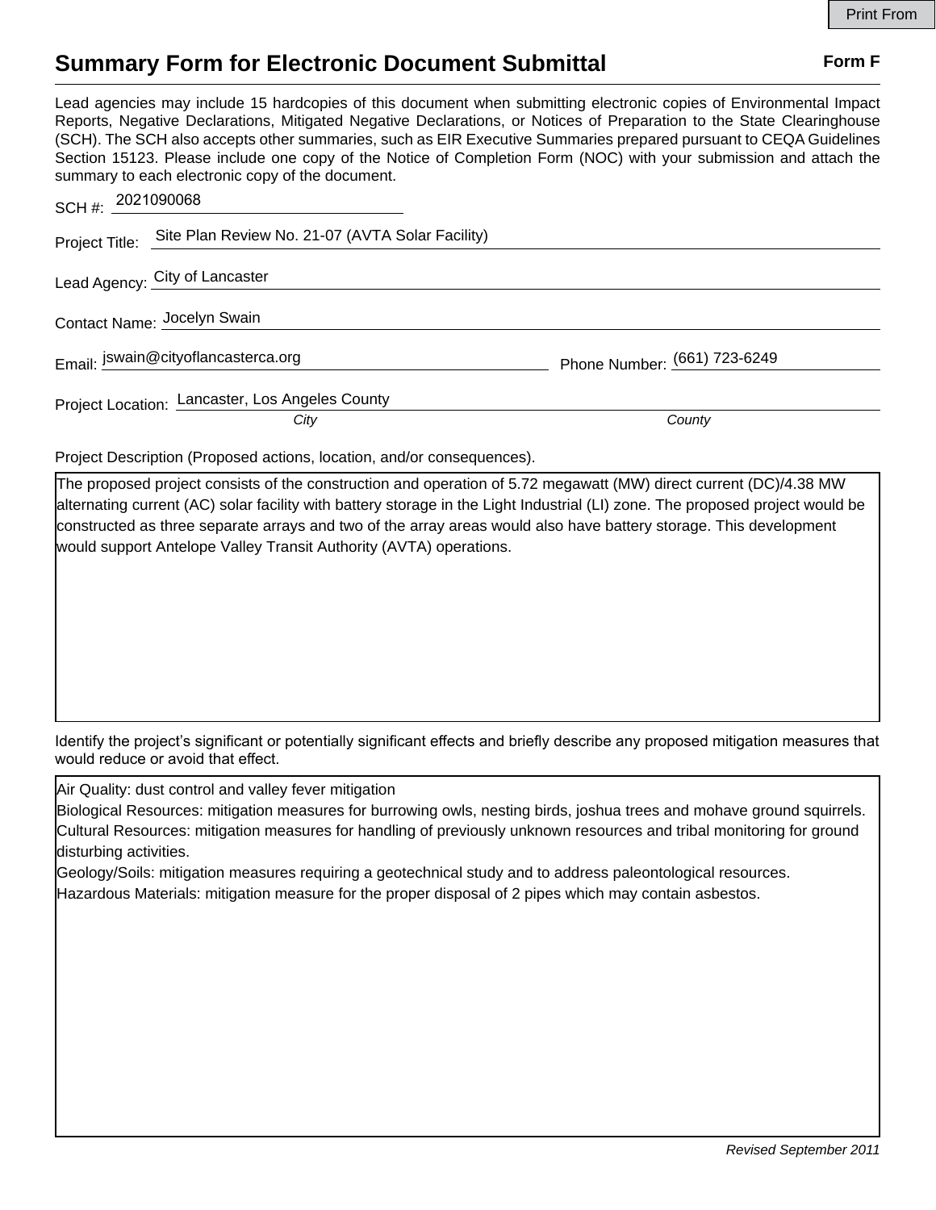Print From

# Summary Form for Electronic Document Submittal

**Form F**

Lead agencies may include 15 hardcopies of this document when submitting electronic copies of Environmental Impact Reports, Negative Declarations, Mitigated Negative Declarations, or Notices of Preparation to the State Clearinghouse (SCH). The SCH also accepts other summaries, such as EIR Executive Summaries prepared pursuant to CEQA Guidelines Section 15123. Please include one copy of the Notice of Completion Form (NOC) with your submission and attach the summary to each electronic copy of the document.

SCH #: 2021090068

Project Title: Site Plan Review No. 21-07 (AVTA Solar Facility)

Lead Agency: City of Lancaster

Contact Name: Jocelyn Swain

Email: jswain@cityoflancasterca.org Phone Number: (661) 723-6249

Project Location: Lancaster, Los Angeles County

*City* *County*

Project Description (Proposed actions, location, and/or consequences).

The proposed project consists of the construction and operation of 5.72 megawatt (MW) direct current (DC)/4.38 MW alternating current (AC) solar facility with battery storage in the Light Industrial (LI) zone. The proposed project would be constructed as three separate arrays and two of the array areas would also have battery storage. This development would support Antelope Valley Transit Authority (AVTA) operations.

Identify the project's significant or potentially significant effects and briefly describe any proposed mitigation measures that would reduce or avoid that effect.

Air Quality: dust control and valley fever mitigation
Biological Resources: mitigation measures for burrowing owls, nesting birds, joshua trees and mohave ground squirrels.
Cultural Resources: mitigation measures for handling of previously unknown resources and tribal monitoring for ground disturbing activities.
Geology/Soils: mitigation measures requiring a geotechnical study and to address paleontological resources.
Hazardous Materials: mitigation measure for the proper disposal of 2 pipes which may contain asbestos.

*Revised September 2011*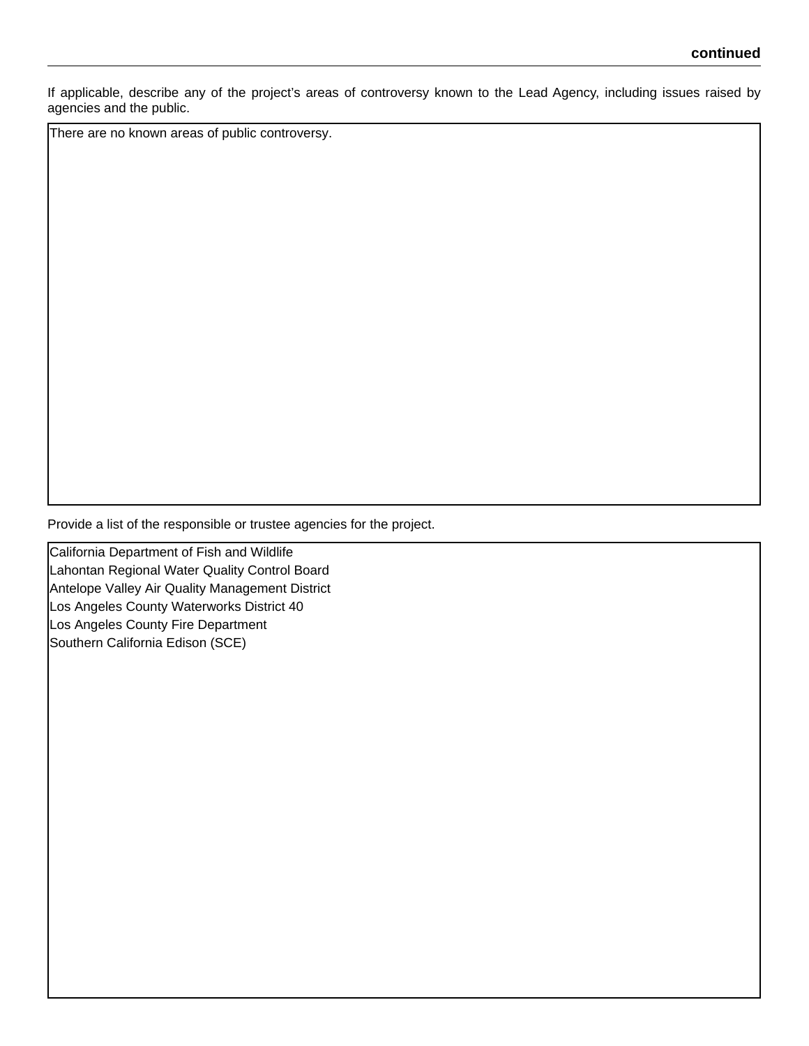**continued**

If applicable, describe any of the project's areas of controversy known to the Lead Agency, including issues raised by agencies and the public.

There are no known areas of public controversy.

Provide a list of the responsible or trustee agencies for the project.

California Department of Fish and Wildlife
Lahontan Regional Water Quality Control Board
Antelope Valley Air Quality Management District
Los Angeles County Waterworks District 40
Los Angeles County Fire Department
Southern California Edison (SCE)